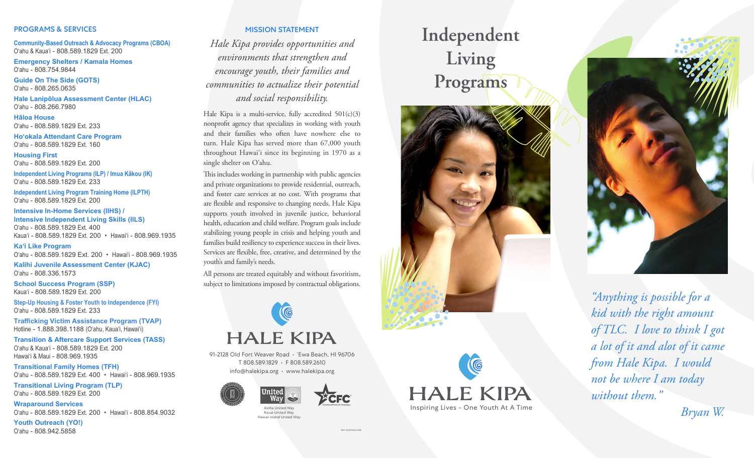## PROGRAMS & SERVICES

**Community-Based Outreach & Advocacy Programs (CBOA)**
O'ahu & Kaua'i - 808.589.1829 Ext. 200

**Emergency Shelters / Kamala Homes**
O'ahu - 808.754.9844

**Guide On The Side (GOTS)**
O'ahu - 808.265.0635

**Hale Lanipōlua Assessment Center (HLAC)**
O'ahu - 808.266.7980

**Hāloa House**
O'ahu - 808.589.1829 Ext. 233

**Ho'okala Attendant Care Program**
O'ahu - 808.589.1829 Ext. 160

**Housing First**
O'ahu - 808.589.1829 Ext. 200

**Independent Living Programs (ILP) / Imua Kākou (IK)**
O'ahu - 808.589.1829 Ext. 233

**Independent Living Program Training Home (ILPTH)**
O'ahu - 808.589.1829 Ext. 200

**Intensive In-Home Services (IIHS) / Intensive Independent Living Skills (IILS)**
O'ahu - 808.589.1829 Ext. 400
Kaua'i - 808.589.1829 Ext. 200 • Hawai'i - 808.969.1935

**Ka'i Like Program**
O'ahu - 808.589.1829 Ext. 200 • Hawai'i - 808.969.1935

**Kalihi Juvenile Assessment Center (KJAC)**
O'ahu - 808.336.1573

**School Success Program (SSP)**
Kaua'i - 808.589.1829 Ext. 200

**Step-Up Housing & Foster Youth to Independence (FYI)**
O'ahu - 808.589.1829 Ext. 233

**Trafficking Victim Assistance Program (TVAP)**
Hotline - 1.888.398.1188 (O'ahu, Kaua'i, Hawai'i)

**Transition & Aftercare Support Services (TASS)**
O'ahu & Kaua'i - 808.589.1829 Ext. 200
Hawai'i & Maui - 808.969.1935

**Transitional Family Homes (TFH)**
O'ahu - 808.589.1829 Ext. 400 • Hawai'i - 808.969.1935

**Transitional Living Program (TLP)**
O'ahu - 808.589.1829 Ext. 200

**Wraparound Services**
O'ahu - 808.589.1829 Ext. 200 • Hawai'i - 808.854.9032

**Youth Outreach (YO!)**
O'ahu - 808.942.5858

## MISSION STATEMENT

*Hale Kipa provides opportunities and environments that strengthen and encourage youth, their families and communities to actualize their potential and social responsibility.*

Hale Kipa is a multi-service, fully accredited 501(c)(3) nonprofit agency that specializes in working with youth and their families who often have nowhere else to turn. Hale Kipa has served more than 67,000 youth throughout Hawai'i since its beginning in 1970 as a single shelter on O'ahu.

This includes working in partnership with public agencies and private organizations to provide residential, outreach, and foster care services at no cost. With programs that are flexible and responsive to changing needs, Hale Kipa supports youth involved in juvenile justice, behavioral health, education and child welfare. Program goals include stabilizing young people in crisis and helping youth and families build resiliency to experience success in their lives. Services are flexible, free, creative, and determined by the youth's and family's needs.

All persons are treated equitably and without favoritism, subject to limitations imposed by contractual obligations.

HALE KIPA

91-2128 Old Fort Weaver Road • 'Ewa Beach, HI 96706
T 808.589.1829 • F 808.589.2610
info@halekipa.org • www.halekipa.org

United Way
Aloha United Way
Kauai United Way
Hawaii Island United Way

CFC

# Independent Living Programs

HALE KIPA
Inspiring Lives - One Youth At A Time

*"Anything is possible for a kid with the right amount of TLC. I love to think I got a lot of it and alot of it came from Hale Kipa. I would not be where I am today without them."*

*Bryan W.*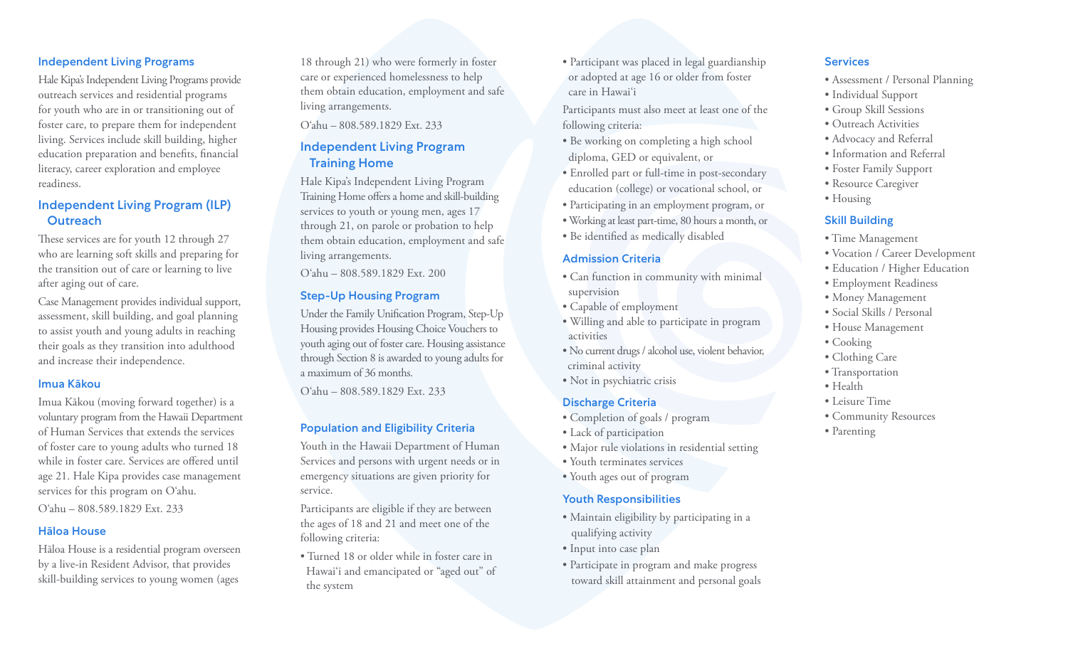## Independent Living Programs

Hale Kipa's Independent Living Programs provide outreach services and residential programs for youth who are in or transitioning out of foster care, to prepare them for independent living. Services include skill building, higher education preparation and benefits, financial literacy, career exploration and employee readiness.

## Independent Living Program (ILP) Outreach

These services are for youth 12 through 27 who are learning soft skills and preparing for the transition out of care or learning to live after aging out of care.

Case Management provides individual support, assessment, skill building, and goal planning to assist youth and young adults in reaching their goals as they transition into adulthood and increase their independence.

### Imua Kākou

Imua Kākou (moving forward together) is a voluntary program from the Hawaii Department of Human Services that extends the services of foster care to young adults who turned 18 while in foster care. Services are offered until age 21. Hale Kipa provides case management services for this program on O'ahu.

O'ahu – 808.589.1829 Ext. 233

### Hāloa House

Hāloa House is a residential program overseen by a live-in Resident Advisor, that provides skill-building services to young women (ages 18 through 21) who were formerly in foster care or experienced homelessness to help them obtain education, employment and safe living arrangements.

O'ahu – 808.589.1829 Ext. 233

## Independent Living Program Training Home

Hale Kipa's Independent Living Program Training Home offers a home and skill-building services to youth or young men, ages 17 through 21, on parole or probation to help them obtain education, employment and safe living arrangements.

O'ahu – 808.589.1829 Ext. 200

### Step-Up Housing Program

Under the Family Unification Program, Step-Up Housing provides Housing Choice Vouchers to youth aging out of foster care. Housing assistance through Section 8 is awarded to young adults for a maximum of 36 months.

O'ahu – 808.589.1829 Ext. 233

### Population and Eligibility Criteria

Youth in the Hawaii Department of Human Services and persons with urgent needs or in emergency situations are given priority for service.

Participants are eligible if they are between the ages of 18 and 21 and meet one of the following criteria:

- Turned 18 or older while in foster care in Hawai'i and emancipated or "aged out" of the system
- Participant was placed in legal guardianship or adopted at age 16 or older from foster care in Hawai'i

Participants must also meet at least one of the following criteria:

- Be working on completing a high school diploma, GED or equivalent, or
- Enrolled part or full-time in post-secondary education (college) or vocational school, or
- Participating in an employment program, or
- Working at least part-time, 80 hours a month, or
- Be identified as medically disabled

### Admission Criteria

- Can function in community with minimal supervision
- Capable of employment
- Willing and able to participate in program activities
- No current drugs / alcohol use, violent behavior, criminal activity
- Not in psychiatric crisis

### Discharge Criteria

- Completion of goals / program
- Lack of participation
- Major rule violations in residential setting
- Youth terminates services
- Youth ages out of program

### Youth Responsibilities

- Maintain eligibility by participating in a qualifying activity
- Input into case plan
- Participate in program and make progress toward skill attainment and personal goals

### Services

- Assessment / Personal Planning
- Individual Support
- Group Skill Sessions
- Outreach Activities
- Advocacy and Referral
- Information and Referral
- Foster Family Support
- Resource Caregiver
- Housing

### Skill Building

- Time Management
- Vocation / Career Development
- Education / Higher Education
- Employment Readiness
- Money Management
- Social Skills / Personal
- House Management
- Cooking
- Clothing Care
- Transportation
- Health
- Leisure Time
- Community Resources
- Parenting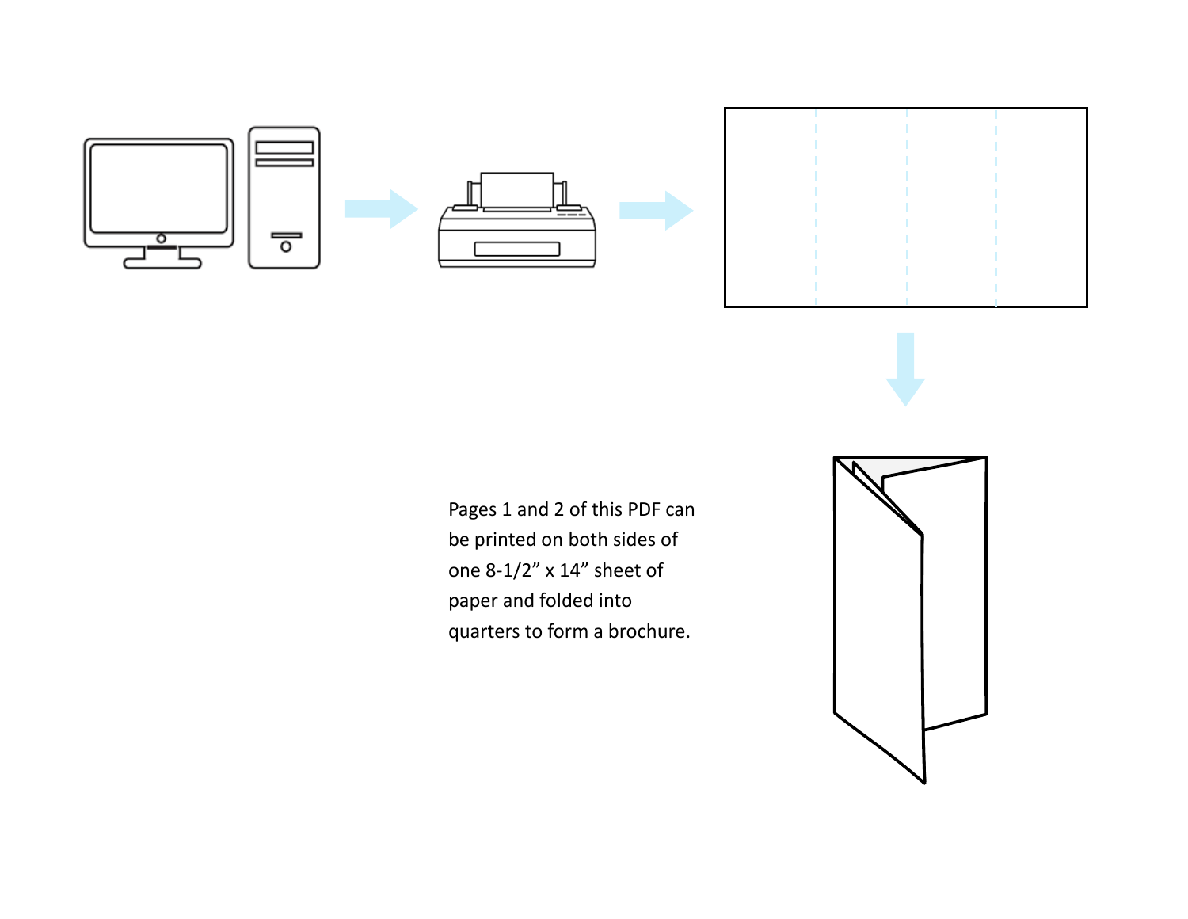Pages 1 and 2 of this PDF can be printed on both sides of one 8-1/2” x 14” sheet of paper and folded into quarters to form a brochure.